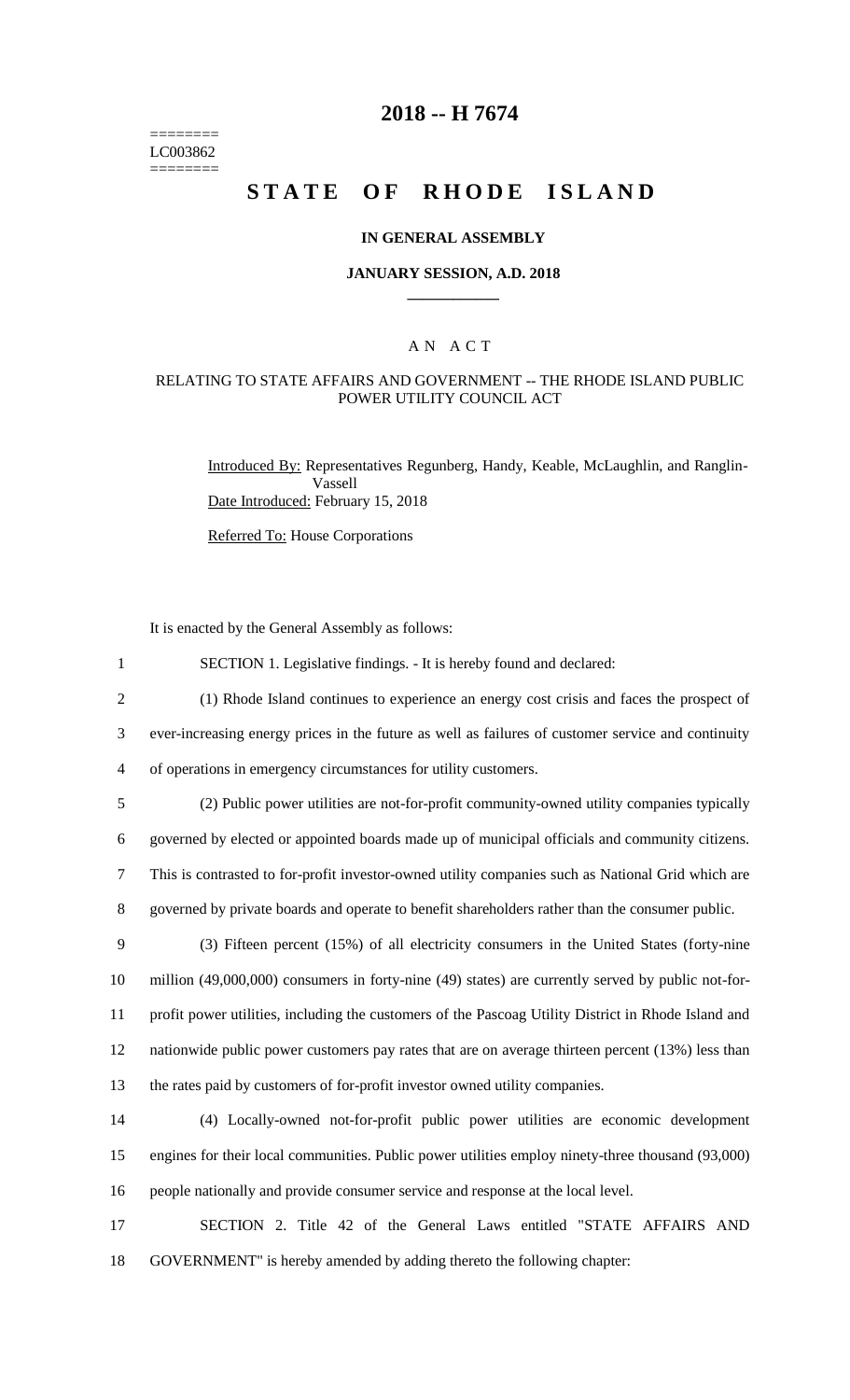========
LC003862
========

# 2018 -- H 7674

# STATE OF RHODE ISLAND

### IN GENERAL ASSEMBLY

### JANUARY SESSION, A.D. 2018

## A N A C T

### RELATING TO STATE AFFAIRS AND GOVERNMENT -- THE RHODE ISLAND PUBLIC POWER UTILITY COUNCIL ACT

Introduced By: Representatives Regunberg, Handy, Keable, McLaughlin, and Ranglin-Vassell

Date Introduced: February 15, 2018

Referred To: House Corporations

It is enacted by the General Assembly as follows:

1 SECTION 1. Legislative findings. - It is hereby found and declared:

2 (1) Rhode Island continues to experience an energy cost crisis and faces the prospect of
3 ever-increasing energy prices in the future as well as failures of customer service and continuity
4 of operations in emergency circumstances for utility customers.

5 (2) Public power utilities are not-for-profit community-owned utility companies typically
6 governed by elected or appointed boards made up of municipal officials and community citizens.
7 This is contrasted to for-profit investor-owned utility companies such as National Grid which are
8 governed by private boards and operate to benefit shareholders rather than the consumer public.

9 (3) Fifteen percent (15%) of all electricity consumers in the United States (forty-nine
10 million (49,000,000) consumers in forty-nine (49) states) are currently served by public not-for-
11 profit power utilities, including the customers of the Pascoag Utility District in Rhode Island and
12 nationwide public power customers pay rates that are on average thirteen percent (13%) less than
13 the rates paid by customers of for-profit investor owned utility companies.

14 (4) Locally-owned not-for-profit public power utilities are economic development
15 engines for their local communities. Public power utilities employ ninety-three thousand (93,000)
16 people nationally and provide consumer service and response at the local level.

17 SECTION 2. Title 42 of the General Laws entitled "STATE AFFAIRS AND
18 GOVERNMENT" is hereby amended by adding thereto the following chapter: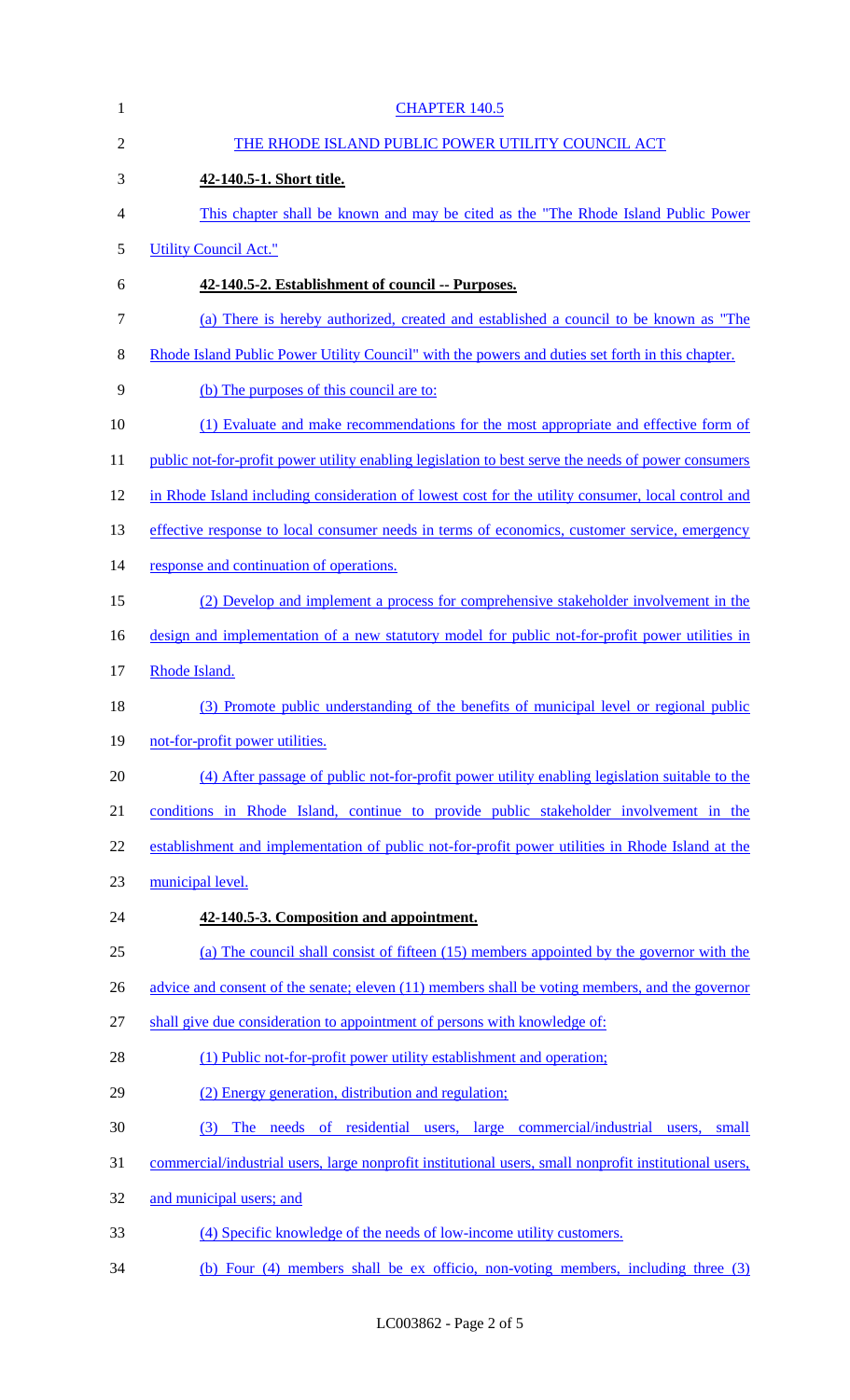CHAPTER 140.5

THE RHODE ISLAND PUBLIC POWER UTILITY COUNCIL ACT

**42-140.5-1. Short title.**

This chapter shall be known and may be cited as the "The Rhode Island Public Power Utility Council Act."

**42-140.5-2. Establishment of council -- Purposes.**

(a) There is hereby authorized, created and established a council to be known as "The Rhode Island Public Power Utility Council" with the powers and duties set forth in this chapter.

(b) The purposes of this council are to:

(1) Evaluate and make recommendations for the most appropriate and effective form of public not-for-profit power utility enabling legislation to best serve the needs of power consumers in Rhode Island including consideration of lowest cost for the utility consumer, local control and effective response to local consumer needs in terms of economics, customer service, emergency response and continuation of operations.

(2) Develop and implement a process for comprehensive stakeholder involvement in the design and implementation of a new statutory model for public not-for-profit power utilities in Rhode Island.

(3) Promote public understanding of the benefits of municipal level or regional public not-for-profit power utilities.

(4) After passage of public not-for-profit power utility enabling legislation suitable to the conditions in Rhode Island, continue to provide public stakeholder involvement in the establishment and implementation of public not-for-profit power utilities in Rhode Island at the municipal level.

**42-140.5-3. Composition and appointment.**

(a) The council shall consist of fifteen (15) members appointed by the governor with the advice and consent of the senate; eleven (11) members shall be voting members, and the governor shall give due consideration to appointment of persons with knowledge of:

(1) Public not-for-profit power utility establishment and operation;

(2) Energy generation, distribution and regulation;

(3) The needs of residential users, large commercial/industrial users, small commercial/industrial users, large nonprofit institutional users, small nonprofit institutional users, and municipal users; and

(4) Specific knowledge of the needs of low-income utility customers.

(b) Four (4) members shall be ex officio, non-voting members, including three (3)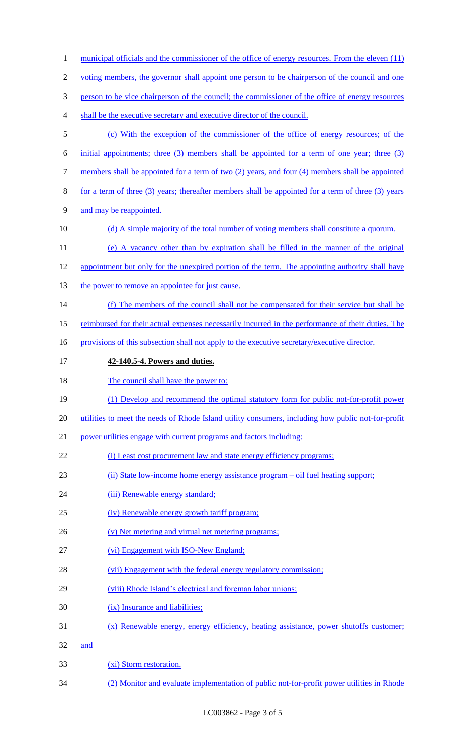municipal officials and the commissioner of the office of energy resources. From the eleven (11) voting members, the governor shall appoint one person to be chairperson of the council and one person to be vice chairperson of the council; the commissioner of the office of energy resources shall be the executive secretary and executive director of the council.

(c) With the exception of the commissioner of the office of energy resources; of the initial appointments; three (3) members shall be appointed for a term of one year; three (3) members shall be appointed for a term of two (2) years, and four (4) members shall be appointed for a term of three (3) years; thereafter members shall be appointed for a term of three (3) years and may be reappointed.

(d) A simple majority of the total number of voting members shall constitute a quorum.

(e) A vacancy other than by expiration shall be filled in the manner of the original appointment but only for the unexpired portion of the term. The appointing authority shall have the power to remove an appointee for just cause.

(f) The members of the council shall not be compensated for their service but shall be reimbursed for their actual expenses necessarily incurred in the performance of their duties. The provisions of this subsection shall not apply to the executive secretary/executive director.

**42-140.5-4. Powers and duties.**

The council shall have the power to:

(1) Develop and recommend the optimal statutory form for public not-for-profit power utilities to meet the needs of Rhode Island utility consumers, including how public not-for-profit power utilities engage with current programs and factors including:

(i) Least cost procurement law and state energy efficiency programs;

(ii) State low-income home energy assistance program – oil fuel heating support;

(iii) Renewable energy standard;

(iv) Renewable energy growth tariff program;

(v) Net metering and virtual net metering programs;

(vi) Engagement with ISO-New England;

(vii) Engagement with the federal energy regulatory commission;

(viii) Rhode Island's electrical and foreman labor unions;

(ix) Insurance and liabilities;

(x) Renewable energy, energy efficiency, heating assistance, power shutoffs customer; and

(xi) Storm restoration.

(2) Monitor and evaluate implementation of public not-for-profit power utilities in Rhode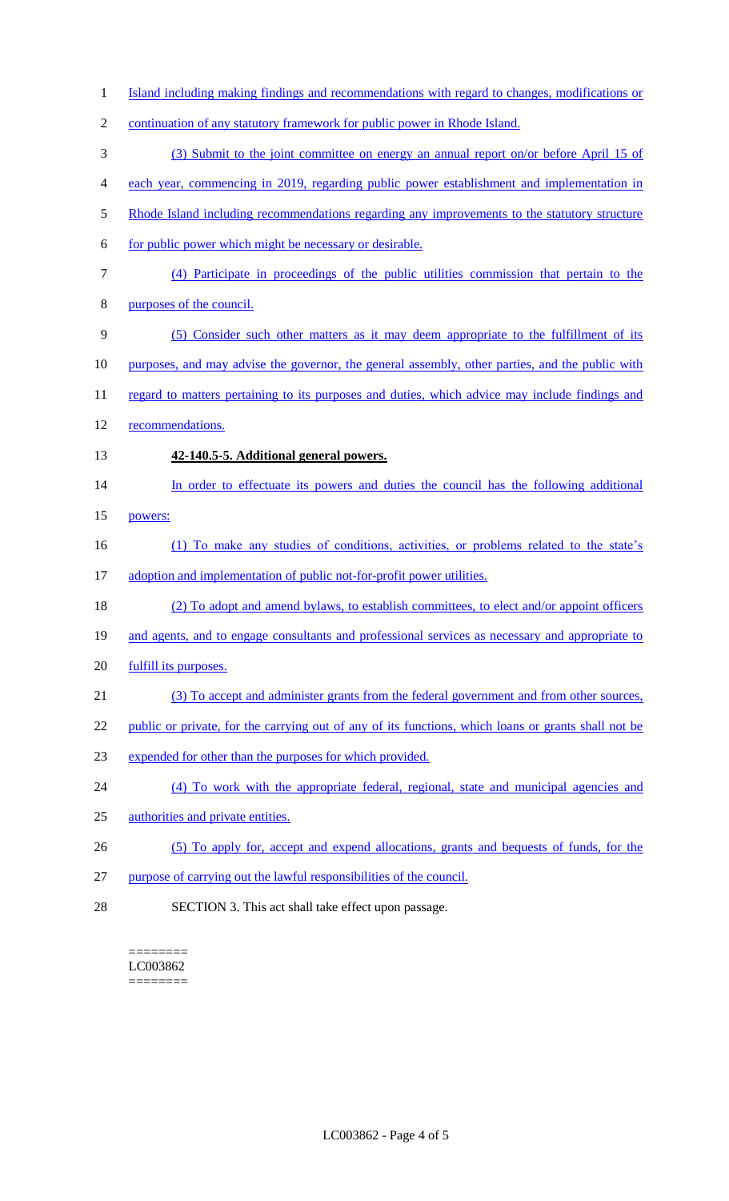Island including making findings and recommendations with regard to changes, modifications or continuation of any statutory framework for public power in Rhode Island.

(3) Submit to the joint committee on energy an annual report on/or before April 15 of each year, commencing in 2019, regarding public power establishment and implementation in Rhode Island including recommendations regarding any improvements to the statutory structure for public power which might be necessary or desirable.

(4) Participate in proceedings of the public utilities commission that pertain to the purposes of the council.

(5) Consider such other matters as it may deem appropriate to the fulfillment of its purposes, and may advise the governor, the general assembly, other parties, and the public with regard to matters pertaining to its purposes and duties, which advice may include findings and recommendations.

**42-140.5-5. Additional general powers.**

In order to effectuate its powers and duties the council has the following additional powers:

(1) To make any studies of conditions, activities, or problems related to the state's adoption and implementation of public not-for-profit power utilities.

(2) To adopt and amend bylaws, to establish committees, to elect and/or appoint officers and agents, and to engage consultants and professional services as necessary and appropriate to fulfill its purposes.

(3) To accept and administer grants from the federal government and from other sources, public or private, for the carrying out of any of its functions, which loans or grants shall not be expended for other than the purposes for which provided.

(4) To work with the appropriate federal, regional, state and municipal agencies and authorities and private entities.

(5) To apply for, accept and expend allocations, grants and bequests of funds, for the purpose of carrying out the lawful responsibilities of the council.

SECTION 3. This act shall take effect upon passage.

========
LC003862
========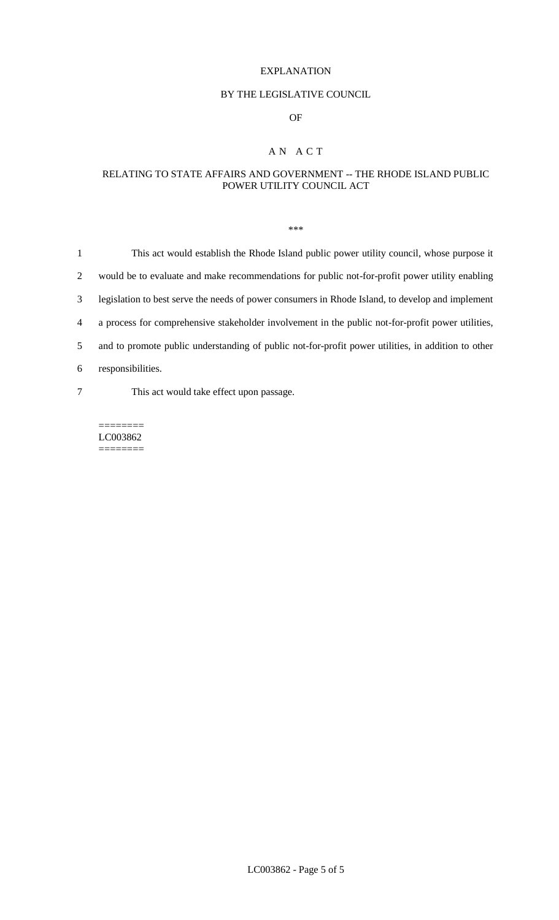EXPLANATION

BY THE LEGISLATIVE COUNCIL

OF

A N A C T

RELATING TO STATE AFFAIRS AND GOVERNMENT -- THE RHODE ISLAND PUBLIC POWER UTILITY COUNCIL ACT

\*\*\*

This act would establish the Rhode Island public power utility council, whose purpose it would be to evaluate and make recommendations for public not-for-profit power utility enabling legislation to best serve the needs of power consumers in Rhode Island, to develop and implement a process for comprehensive stakeholder involvement in the public not-for-profit power utilities, and to promote public understanding of public not-for-profit power utilities, in addition to other responsibilities.

This act would take effect upon passage.

========
LC003862
========